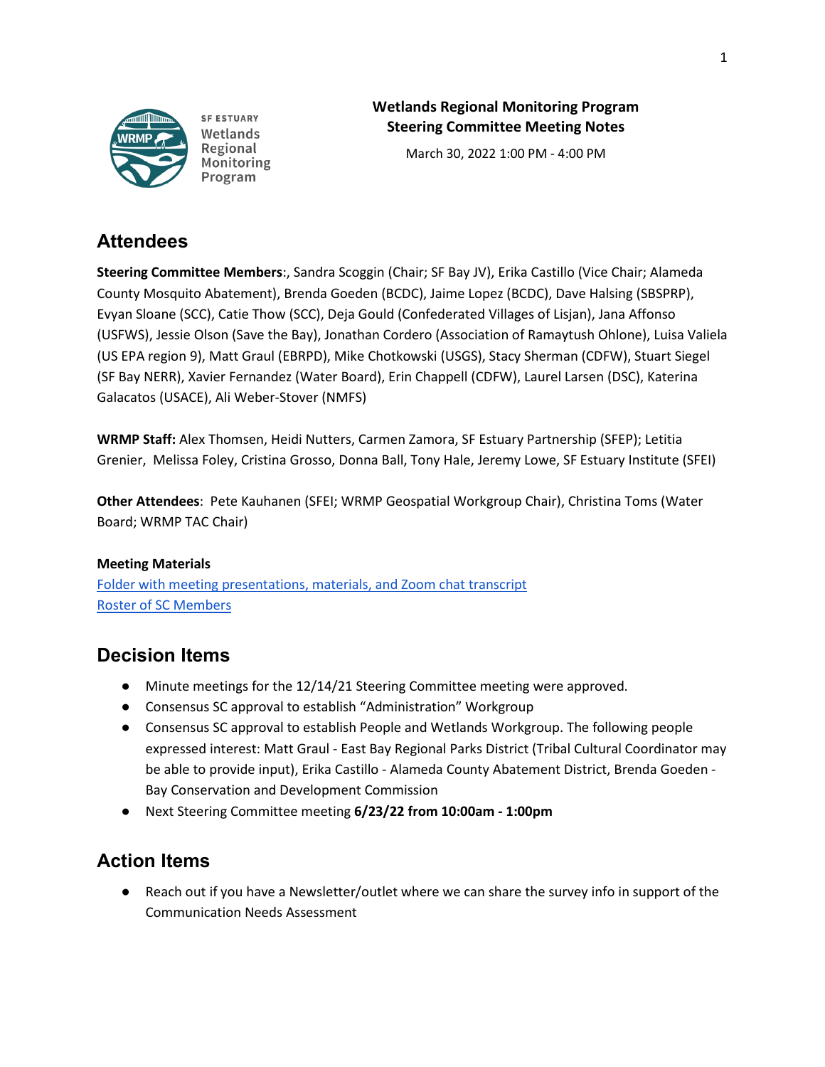**Wetlands Regional Monitoring Program**
**Steering Committee Meeting Notes**

March 30, 2022 1:00 PM - 4:00 PM

## Attendees

**Steering Committee Members**:, Sandra Scoggin (Chair; SF Bay JV), Erika Castillo (Vice Chair; Alameda County Mosquito Abatement), Brenda Goeden (BCDC), Jaime Lopez (BCDC), Dave Halsing (SBSPRP), Evyan Sloane (SCC), Catie Thow (SCC), Deja Gould (Confederated Villages of Lisjan), Jana Affonso (USFWS), Jessie Olson (Save the Bay), Jonathan Cordero (Association of Ramaytush Ohlone), Luisa Valiela (US EPA region 9), Matt Graul (EBRPD), Mike Chotkowski (USGS), Stacy Sherman (CDFW), Stuart Siegel (SF Bay NERR), Xavier Fernandez (Water Board), Erin Chappell (CDFW), Laurel Larsen (DSC), Katerina Galacatos (USACE), Ali Weber-Stover (NMFS)

**WRMP Staff:** Alex Thomsen, Heidi Nutters, Carmen Zamora, SF Estuary Partnership (SFEP); Letitia Grenier, Melissa Foley, Cristina Grosso, Donna Ball, Tony Hale, Jeremy Lowe, SF Estuary Institute (SFEI)

**Other Attendees**: Pete Kauhanen (SFEI; WRMP Geospatial Workgroup Chair), Christina Toms (Water Board; WRMP TAC Chair)

**Meeting Materials**

Folder with meeting presentations, materials, and Zoom chat transcript
Roster of SC Members

## Decision Items

- Minute meetings for the 12/14/21 Steering Committee meeting were approved.
- Consensus SC approval to establish "Administration" Workgroup
- Consensus SC approval to establish People and Wetlands Workgroup. The following people expressed interest: Matt Graul - East Bay Regional Parks District (Tribal Cultural Coordinator may be able to provide input), Erika Castillo - Alameda County Abatement District, Brenda Goeden - Bay Conservation and Development Commission
- Next Steering Committee meeting **6/23/22 from 10:00am - 1:00pm**

## Action Items

- Reach out if you have a Newsletter/outlet where we can share the survey info in support of the Communication Needs Assessment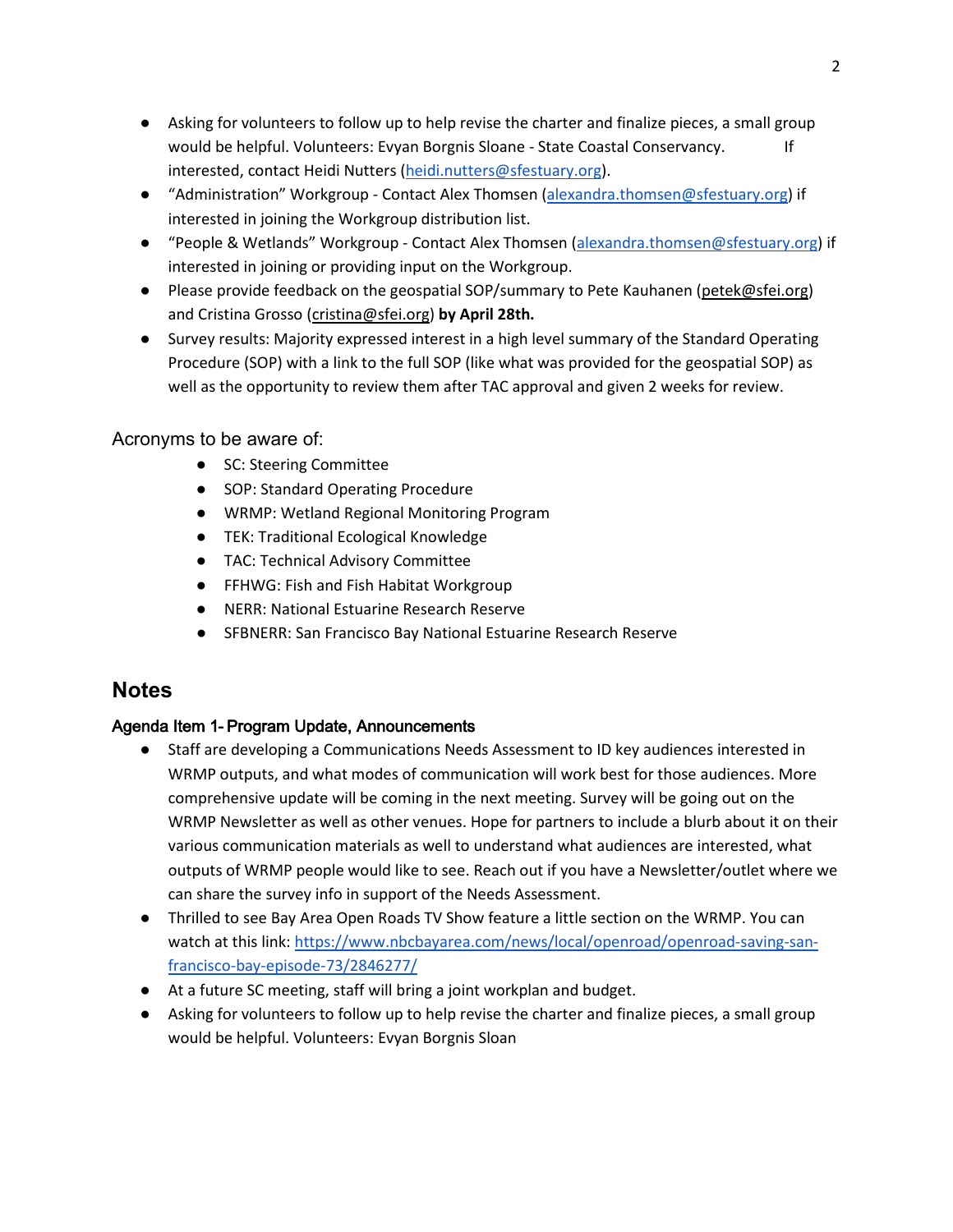- Asking for volunteers to follow up to help revise the charter and finalize pieces, a small group would be helpful. Volunteers: Evyan Borgnis Sloane - State Coastal Conservancy. If interested, contact Heidi Nutters (heidi.nutters@sfestuary.org).
- "Administration" Workgroup - Contact Alex Thomsen (alexandra.thomsen@sfestuary.org) if interested in joining the Workgroup distribution list.
- "People & Wetlands" Workgroup - Contact Alex Thomsen (alexandra.thomsen@sfestuary.org) if interested in joining or providing input on the Workgroup.
- Please provide feedback on the geospatial SOP/summary to Pete Kauhanen (petek@sfei.org) and Cristina Grosso (cristina@sfei.org) **by April 28th.**
- Survey results: Majority expressed interest in a high level summary of the Standard Operating Procedure (SOP) with a link to the full SOP (like what was provided for the geospatial SOP) as well as the opportunity to review them after TAC approval and given 2 weeks for review.

Acronyms to be aware of:

- SC: Steering Committee
- SOP: Standard Operating Procedure
- WRMP: Wetland Regional Monitoring Program
- TEK: Traditional Ecological Knowledge
- TAC: Technical Advisory Committee
- FFHWG: Fish and Fish Habitat Workgroup
- NERR: National Estuarine Research Reserve
- SFBNERR: San Francisco Bay National Estuarine Research Reserve

## Notes

### Agenda Item 1- Program Update, Announcements

- Staff are developing a Communications Needs Assessment to ID key audiences interested in WRMP outputs, and what modes of communication will work best for those audiences. More comprehensive update will be coming in the next meeting. Survey will be going out on the WRMP Newsletter as well as other venues. Hope for partners to include a blurb about it on their various communication materials as well to understand what audiences are interested, what outputs of WRMP people would like to see. Reach out if you have a Newsletter/outlet where we can share the survey info in support of the Needs Assessment.
- Thrilled to see Bay Area Open Roads TV Show feature a little section on the WRMP. You can watch at this link: https://www.nbcbayarea.com/news/local/openroad/openroad-saving-san-francisco-bay-episode-73/2846277/
- At a future SC meeting, staff will bring a joint workplan and budget.
- Asking for volunteers to follow up to help revise the charter and finalize pieces, a small group would be helpful. Volunteers: Evyan Borgnis Sloan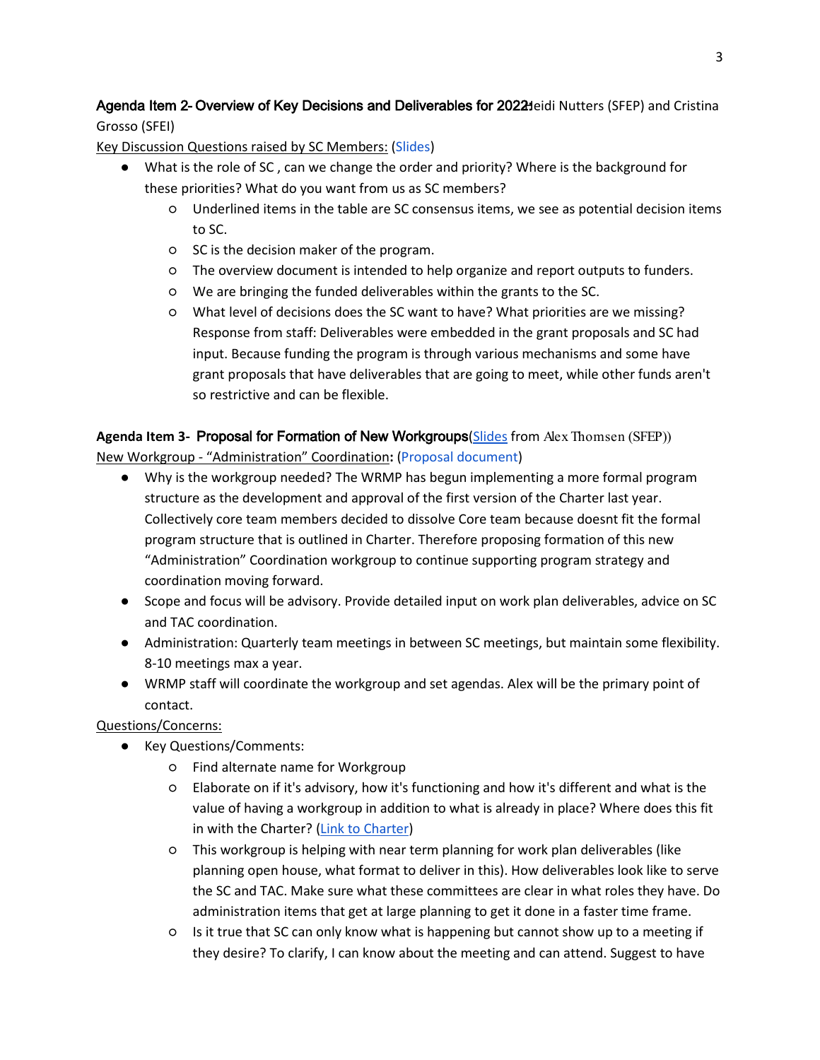**Agenda Item 2- Overview of Key Decisions and Deliverables for 2022:** Heidi Nutters (SFEP) and Cristina Grosso (SFEI)

Key Discussion Questions raised by SC Members: (Slides)

- What is the role of SC , can we change the order and priority? Where is the background for these priorities? What do you want from us as SC members?
  - Underlined items in the table are SC consensus items, we see as potential decision items to SC.
  - SC is the decision maker of the program.
  - The overview document is intended to help organize and report outputs to funders.
  - We are bringing the funded deliverables within the grants to the SC.
  - What level of decisions does the SC want to have? What priorities are we missing? Response from staff: Deliverables were embedded in the grant proposals and SC had input. Because funding the program is through various mechanisms and some have grant proposals that have deliverables that are going to meet, while other funds aren't so restrictive and can be flexible.

**Agenda Item 3- Proposal for Formation of New Workgroups**(Slides from Alex Thomsen (SFEP))

New Workgroup - "Administration" Coordination**:** (Proposal document)

- Why is the workgroup needed? The WRMP has begun implementing a more formal program structure as the development and approval of the first version of the Charter last year. Collectively core team members decided to dissolve Core team because doesnt fit the formal program structure that is outlined in Charter. Therefore proposing formation of this new "Administration" Coordination workgroup to continue supporting program strategy and coordination moving forward.
- Scope and focus will be advisory. Provide detailed input on work plan deliverables, advice on SC and TAC coordination.
- Administration: Quarterly team meetings in between SC meetings, but maintain some flexibility. 8-10 meetings max a year.
- WRMP staff will coordinate the workgroup and set agendas. Alex will be the primary point of contact.

Questions/Concerns:

- Key Questions/Comments:
  - Find alternate name for Workgroup
  - Elaborate on if it's advisory, how it's functioning and how it's different and what is the value of having a workgroup in addition to what is already in place? Where does this fit in with the Charter? (Link to Charter)
  - This workgroup is helping with near term planning for work plan deliverables (like planning open house, what format to deliver in this). How deliverables look like to serve the SC and TAC. Make sure what these committees are clear in what roles they have. Do administration items that get at large planning to get it done in a faster time frame.
  - Is it true that SC can only know what is happening but cannot show up to a meeting if they desire? To clarify, I can know about the meeting and can attend. Suggest to have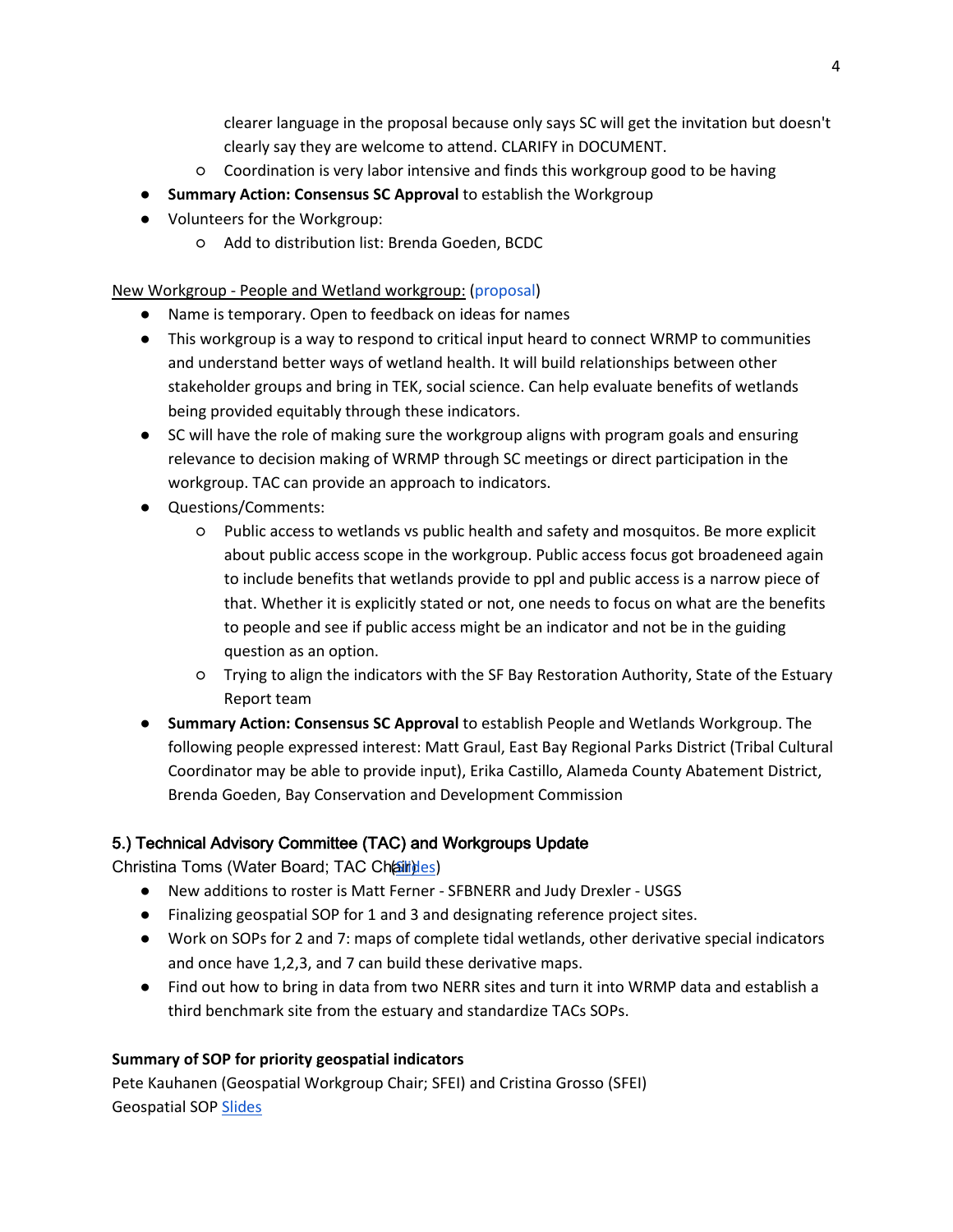clearer language in the proposal because only says SC will get the invitation but doesn't clearly say they are welcome to attend. CLARIFY in DOCUMENT.

- Coordination is very labor intensive and finds this workgroup good to be having

- **Summary Action: Consensus SC Approval** to establish the Workgroup
- Volunteers for the Workgroup:
    - Add to distribution list: Brenda Goeden, BCDC

New Workgroup - People and Wetland workgroup: (proposal)

- Name is temporary. Open to feedback on ideas for names
- This workgroup is a way to respond to critical input heard to connect WRMP to communities and understand better ways of wetland health. It will build relationships between other stakeholder groups and bring in TEK, social science. Can help evaluate benefits of wetlands being provided equitably through these indicators.
- SC will have the role of making sure the workgroup aligns with program goals and ensuring relevance to decision making of WRMP through SC meetings or direct participation in the workgroup. TAC can provide an approach to indicators.
- Questions/Comments:
    - Public access to wetlands vs public health and safety and mosquitos. Be more explicit about public access scope in the workgroup. Public access focus got broadeneed again to include benefits that wetlands provide to ppl and public access is a narrow piece of that. Whether it is explicitly stated or not, one needs to focus on what are the benefits to people and see if public access might be an indicator and not be in the guiding question as an option.
    - Trying to align the indicators with the SF Bay Restoration Authority, State of the Estuary Report team
- **Summary Action: Consensus SC Approval** to establish People and Wetlands Workgroup. The following people expressed interest: Matt Graul, East Bay Regional Parks District (Tribal Cultural Coordinator may be able to provide input), Erika Castillo, Alameda County Abatement District, Brenda Goeden, Bay Conservation and Development Commission

## 5.) Technical Advisory Committee (TAC) and Workgroups Update

Christina Toms (Water Board; TAC Chair) (Slides)

- New additions to roster is Matt Ferner - SFBNERR and Judy Drexler - USGS
- Finalizing geospatial SOP for 1 and 3 and designating reference project sites.
- Work on SOPs for 2 and 7: maps of complete tidal wetlands, other derivative special indicators and once have 1,2,3, and 7 can build these derivative maps.
- Find out how to bring in data from two NERR sites and turn it into WRMP data and establish a third benchmark site from the estuary and standardize TACs SOPs.

**Summary of SOP for priority geospatial indicators**

Pete Kauhanen (Geospatial Workgroup Chair; SFEI) and Cristina Grosso (SFEI)

Geospatial SOP Slides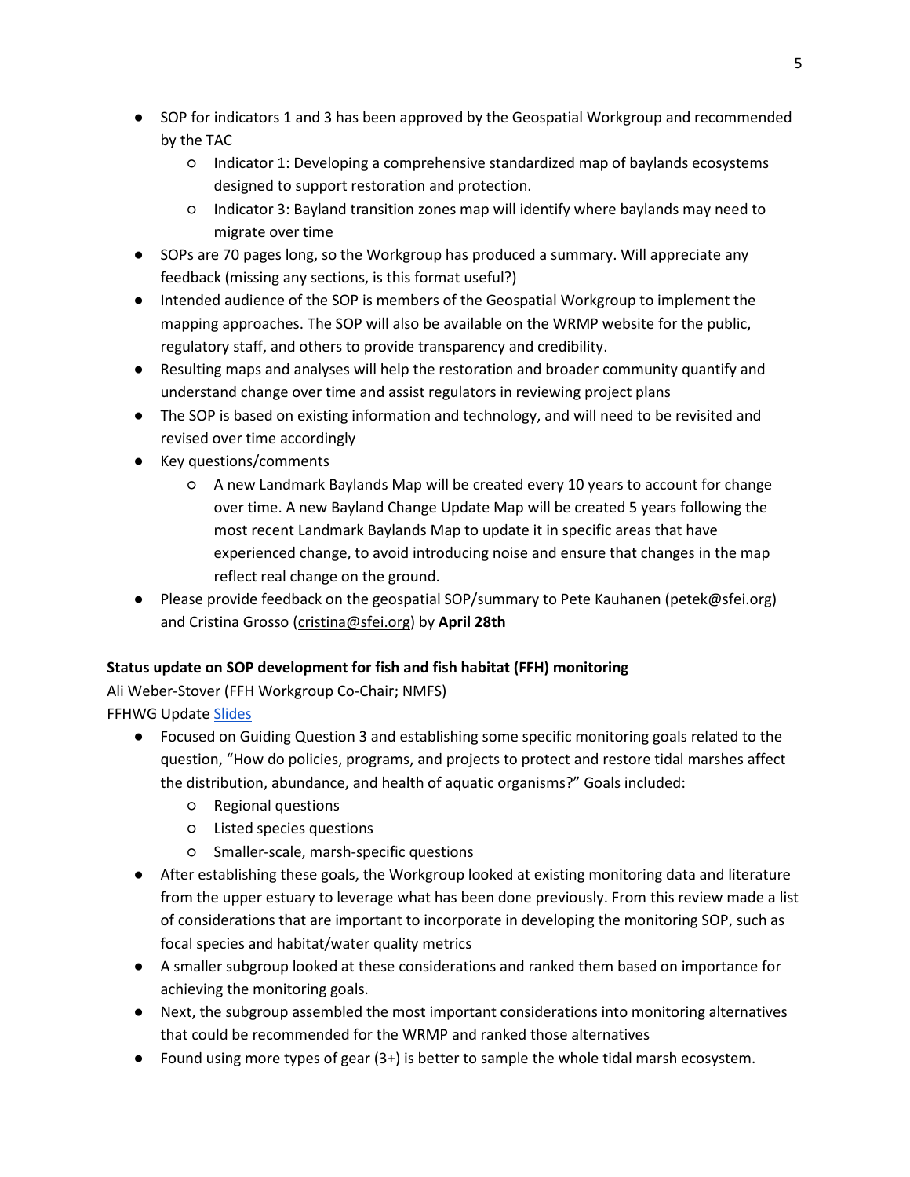- SOP for indicators 1 and 3 has been approved by the Geospatial Workgroup and recommended by the TAC
  - Indicator 1: Developing a comprehensive standardized map of baylands ecosystems designed to support restoration and protection.
  - Indicator 3: Bayland transition zones map will identify where baylands may need to migrate over time
- SOPs are 70 pages long, so the Workgroup has produced a summary. Will appreciate any feedback (missing any sections, is this format useful?)
- Intended audience of the SOP is members of the Geospatial Workgroup to implement the mapping approaches. The SOP will also be available on the WRMP website for the public, regulatory staff, and others to provide transparency and credibility.
- Resulting maps and analyses will help the restoration and broader community quantify and understand change over time and assist regulators in reviewing project plans
- The SOP is based on existing information and technology, and will need to be revisited and revised over time accordingly
- Key questions/comments
  - A new Landmark Baylands Map will be created every 10 years to account for change over time. A new Bayland Change Update Map will be created 5 years following the most recent Landmark Baylands Map to update it in specific areas that have experienced change, to avoid introducing noise and ensure that changes in the map reflect real change on the ground.
- Please provide feedback on the geospatial SOP/summary to Pete Kauhanen (petek@sfei.org) and Cristina Grosso (cristina@sfei.org) by **April 28th**

**Status update on SOP development for fish and fish habitat (FFH) monitoring**

Ali Weber-Stover (FFH Workgroup Co-Chair; NMFS)

FFHWG Update Slides

- Focused on Guiding Question 3 and establishing some specific monitoring goals related to the question, "How do policies, programs, and projects to protect and restore tidal marshes affect the distribution, abundance, and health of aquatic organisms?" Goals included:
  - Regional questions
  - Listed species questions
  - Smaller-scale, marsh-specific questions
- After establishing these goals, the Workgroup looked at existing monitoring data and literature from the upper estuary to leverage what has been done previously. From this review made a list of considerations that are important to incorporate in developing the monitoring SOP, such as focal species and habitat/water quality metrics
- A smaller subgroup looked at these considerations and ranked them based on importance for achieving the monitoring goals.
- Next, the subgroup assembled the most important considerations into monitoring alternatives that could be recommended for the WRMP and ranked those alternatives
- Found using more types of gear (3+) is better to sample the whole tidal marsh ecosystem.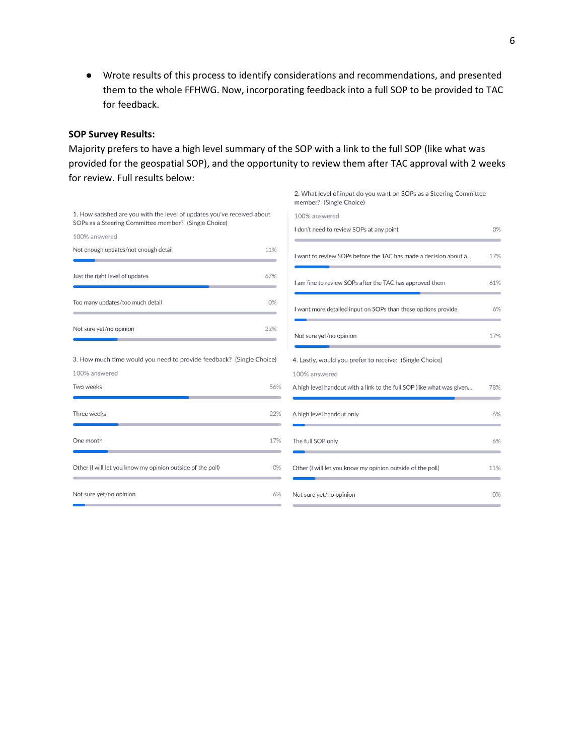- Wrote results of this process to identify considerations and recommendations, and presented them to the whole FFHWG. Now, incorporating feedback into a full SOP to be provided to TAC for feedback.

**SOP Survey Results:**
Majority prefers to have a high level summary of the SOP with a link to the full SOP (like what was provided for the geospatial SOP), and the opportunity to review them after TAC approval with 2 weeks for review. Full results below:

1. How satisfied are you with the level of updates you've received about SOPs as a Steering Committee member? (Single Choice)

100% answered

Not enough updates/not enough detail 11%

Just the right level of updates 67%

Too many updates/too much detail 0%

Not sure yet/no opinion 22%

2. What level of input do you want on SOPs as a Steering Committee member? (Single Choice)

100% answered

I don't need to review SOPs at any point 0%

I want to review SOPs before the TAC has made a decision about a... 17%

I am fine to review SOPs after the TAC has approved them 61%

I want more detailed input on SOPs than these options provide 6%

Not sure yet/no opinion 17%

3. How much time would you need to provide feedback? (Single Choice)

100% answered

Two weeks 56%

Three weeks 22%

One month 17%

Other (I will let you know my opinion outside of the poll) 0%

Not sure yet/no opinion 6%

4. Lastly, would you prefer to receive: (Single Choice)

100% answered

A high level handout with a link to the full SOP (like what was given... 78%

A high level handout only 6%

The full SOP only 6%

Other (I will let you know my opinion outside of the poll) 11%

Not sure yet/no opinion 0%